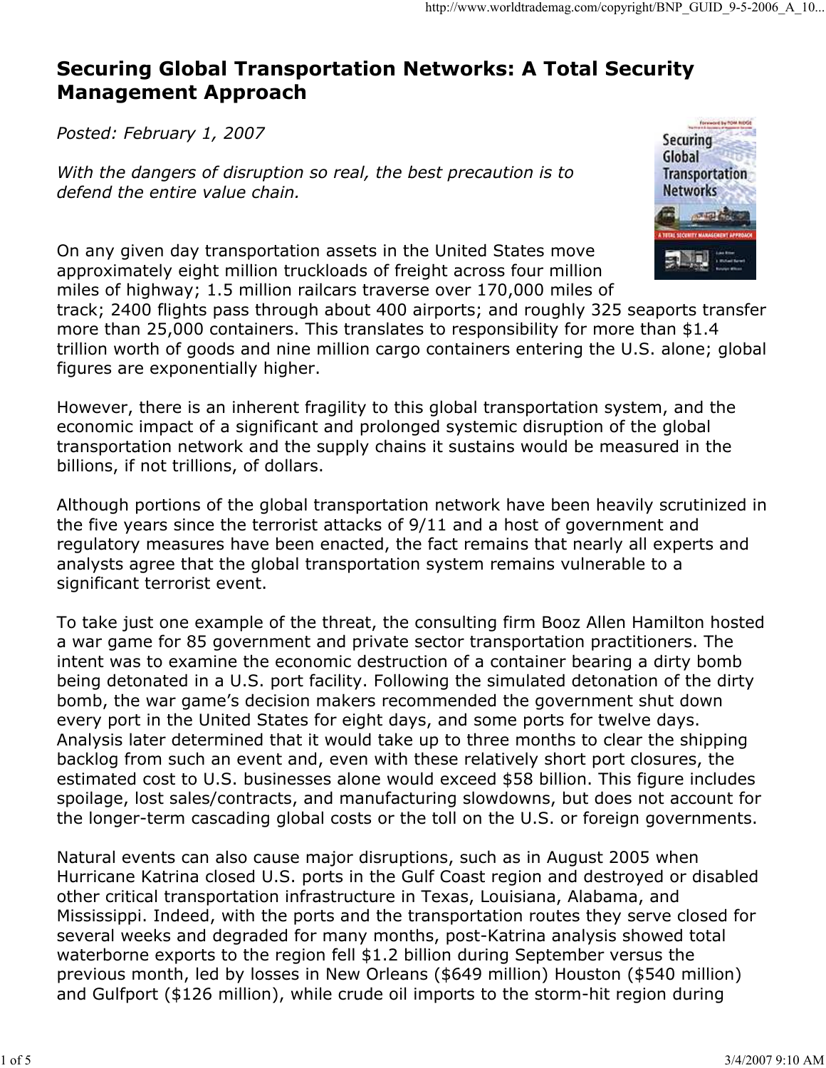# Securing Global Transportation Networks: A Total Security Management Approach

*Posted: February 1, 2007*

*With the dangers of disruption so real, the best precaution is to defend the entire value chain.*

On any given day transportation assets in the United States move approximately eight million truckloads of freight across four million miles of highway; 1.5 million railcars traverse over 170,000 miles of track; 2400 flights pass through about 400 airports; and roughly 325 seaports transfer more than 25,000 containers. This translates to responsibility for more than $1.4 trillion worth of goods and nine million cargo containers entering the U.S. alone; global figures are exponentially higher.

However, there is an inherent fragility to this global transportation system, and the economic impact of a significant and prolonged systemic disruption of the global transportation network and the supply chains it sustains would be measured in the billions, if not trillions, of dollars.

Although portions of the global transportation network have been heavily scrutinized in the five years since the terrorist attacks of 9/11 and a host of government and regulatory measures have been enacted, the fact remains that nearly all experts and analysts agree that the global transportation system remains vulnerable to a significant terrorist event.

To take just one example of the threat, the consulting firm Booz Allen Hamilton hosted a war game for 85 government and private sector transportation practitioners. The intent was to examine the economic destruction of a container bearing a dirty bomb being detonated in a U.S. port facility. Following the simulated detonation of the dirty bomb, the war game's decision makers recommended the government shut down every port in the United States for eight days, and some ports for twelve days. Analysis later determined that it would take up to three months to clear the shipping backlog from such an event and, even with these relatively short port closures, the estimated cost to U.S. businesses alone would exceed $58 billion. This figure includes spoilage, lost sales/contracts, and manufacturing slowdowns, but does not account for the longer-term cascading global costs or the toll on the U.S. or foreign governments.

Natural events can also cause major disruptions, such as in August 2005 when Hurricane Katrina closed U.S. ports in the Gulf Coast region and destroyed or disabled other critical transportation infrastructure in Texas, Louisiana, Alabama, and Mississippi. Indeed, with the ports and the transportation routes they serve closed for several weeks and degraded for many months, post-Katrina analysis showed total waterborne exports to the region fell $1.2 billion during September versus the previous month, led by losses in New Orleans ($649 million) Houston ($540 million) and Gulfport ($126 million), while crude oil imports to the storm-hit region during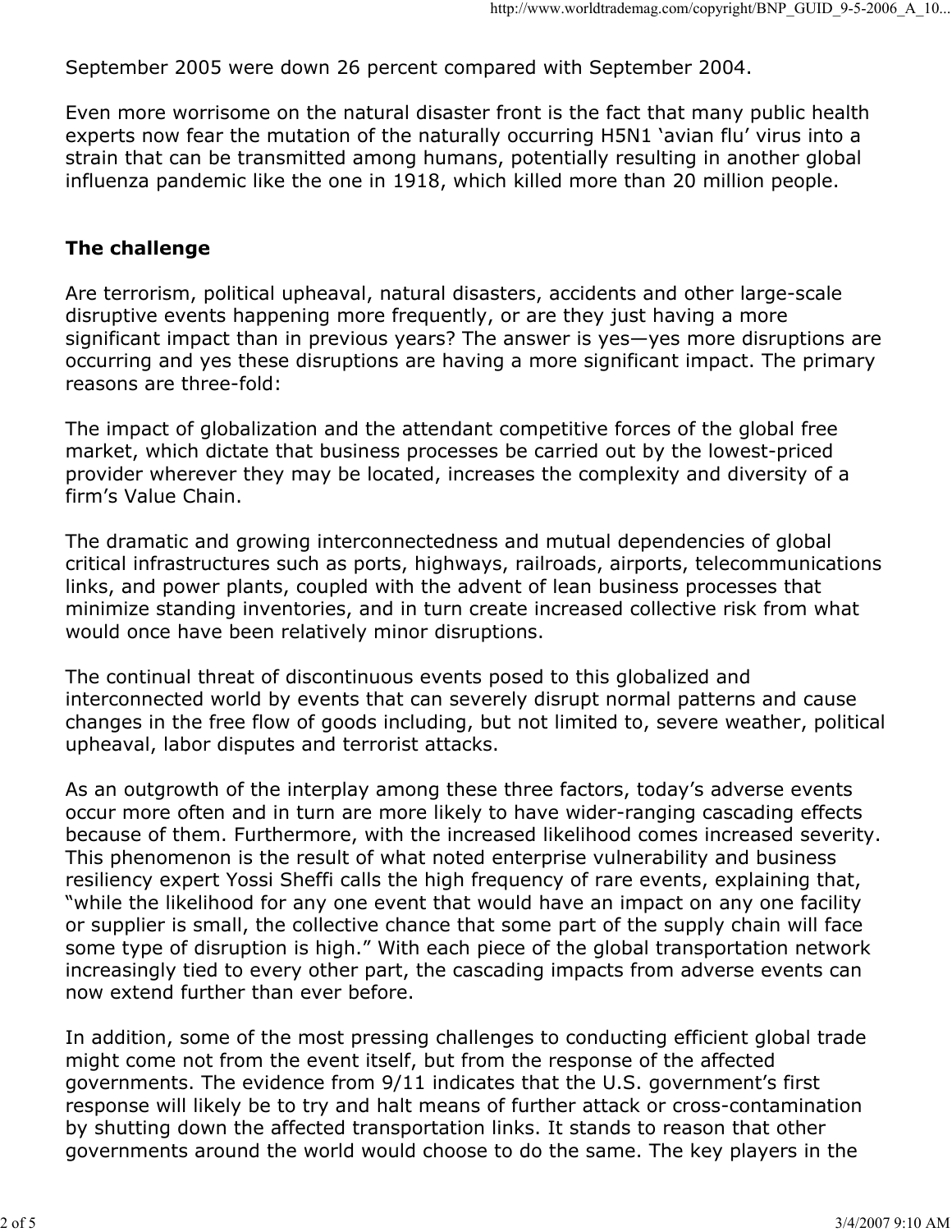September 2005 were down 26 percent compared with September 2004.

Even more worrisome on the natural disaster front is the fact that many public health experts now fear the mutation of the naturally occurring H5N1 ‘avian flu’ virus into a strain that can be transmitted among humans, potentially resulting in another global influenza pandemic like the one in 1918, which killed more than 20 million people.

**The challenge**

Are terrorism, political upheaval, natural disasters, accidents and other large-scale disruptive events happening more frequently, or are they just having a more significant impact than in previous years? The answer is yes—yes more disruptions are occurring and yes these disruptions are having a more significant impact. The primary reasons are three-fold:

The impact of globalization and the attendant competitive forces of the global free market, which dictate that business processes be carried out by the lowest-priced provider wherever they may be located, increases the complexity and diversity of a firm’s Value Chain.

The dramatic and growing interconnectedness and mutual dependencies of global critical infrastructures such as ports, highways, railroads, airports, telecommunications links, and power plants, coupled with the advent of lean business processes that minimize standing inventories, and in turn create increased collective risk from what would once have been relatively minor disruptions.

The continual threat of discontinuous events posed to this globalized and interconnected world by events that can severely disrupt normal patterns and cause changes in the free flow of goods including, but not limited to, severe weather, political upheaval, labor disputes and terrorist attacks.

As an outgrowth of the interplay among these three factors, today’s adverse events occur more often and in turn are more likely to have wider-ranging cascading effects because of them. Furthermore, with the increased likelihood comes increased severity. This phenomenon is the result of what noted enterprise vulnerability and business resiliency expert Yossi Sheffi calls the high frequency of rare events, explaining that, “while the likelihood for any one event that would have an impact on any one facility or supplier is small, the collective chance that some part of the supply chain will face some type of disruption is high.” With each piece of the global transportation network increasingly tied to every other part, the cascading impacts from adverse events can now extend further than ever before.

In addition, some of the most pressing challenges to conducting efficient global trade might come not from the event itself, but from the response of the affected governments. The evidence from 9/11 indicates that the U.S. government’s first response will likely be to try and halt means of further attack or cross-contamination by shutting down the affected transportation links. It stands to reason that other governments around the world would choose to do the same. The key players in the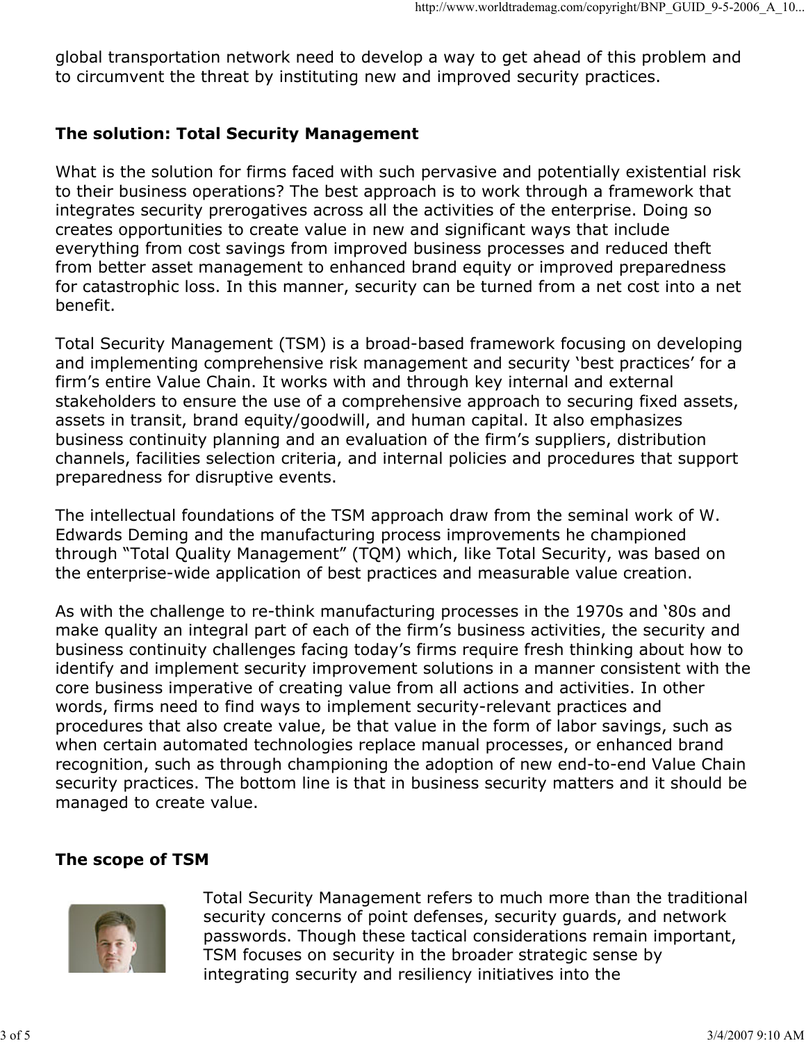global transportation network need to develop a way to get ahead of this problem and to circumvent the threat by instituting new and improved security practices.

## The solution: Total Security Management

What is the solution for firms faced with such pervasive and potentially existential risk to their business operations? The best approach is to work through a framework that integrates security prerogatives across all the activities of the enterprise. Doing so creates opportunities to create value in new and significant ways that include everything from cost savings from improved business processes and reduced theft from better asset management to enhanced brand equity or improved preparedness for catastrophic loss. In this manner, security can be turned from a net cost into a net benefit.

Total Security Management (TSM) is a broad-based framework focusing on developing and implementing comprehensive risk management and security 'best practices' for a firm's entire Value Chain. It works with and through key internal and external stakeholders to ensure the use of a comprehensive approach to securing fixed assets, assets in transit, brand equity/goodwill, and human capital. It also emphasizes business continuity planning and an evaluation of the firm's suppliers, distribution channels, facilities selection criteria, and internal policies and procedures that support preparedness for disruptive events.

The intellectual foundations of the TSM approach draw from the seminal work of W. Edwards Deming and the manufacturing process improvements he championed through "Total Quality Management" (TQM) which, like Total Security, was based on the enterprise-wide application of best practices and measurable value creation.

As with the challenge to re-think manufacturing processes in the 1970s and '80s and make quality an integral part of each of the firm's business activities, the security and business continuity challenges facing today's firms require fresh thinking about how to identify and implement security improvement solutions in a manner consistent with the core business imperative of creating value from all actions and activities. In other words, firms need to find ways to implement security-relevant practices and procedures that also create value, be that value in the form of labor savings, such as when certain automated technologies replace manual processes, or enhanced brand recognition, such as through championing the adoption of new end-to-end Value Chain security practices. The bottom line is that in business security matters and it should be managed to create value.

## The scope of TSM

Total Security Management refers to much more than the traditional security concerns of point defenses, security guards, and network passwords. Though these tactical considerations remain important, TSM focuses on security in the broader strategic sense by integrating security and resiliency initiatives into the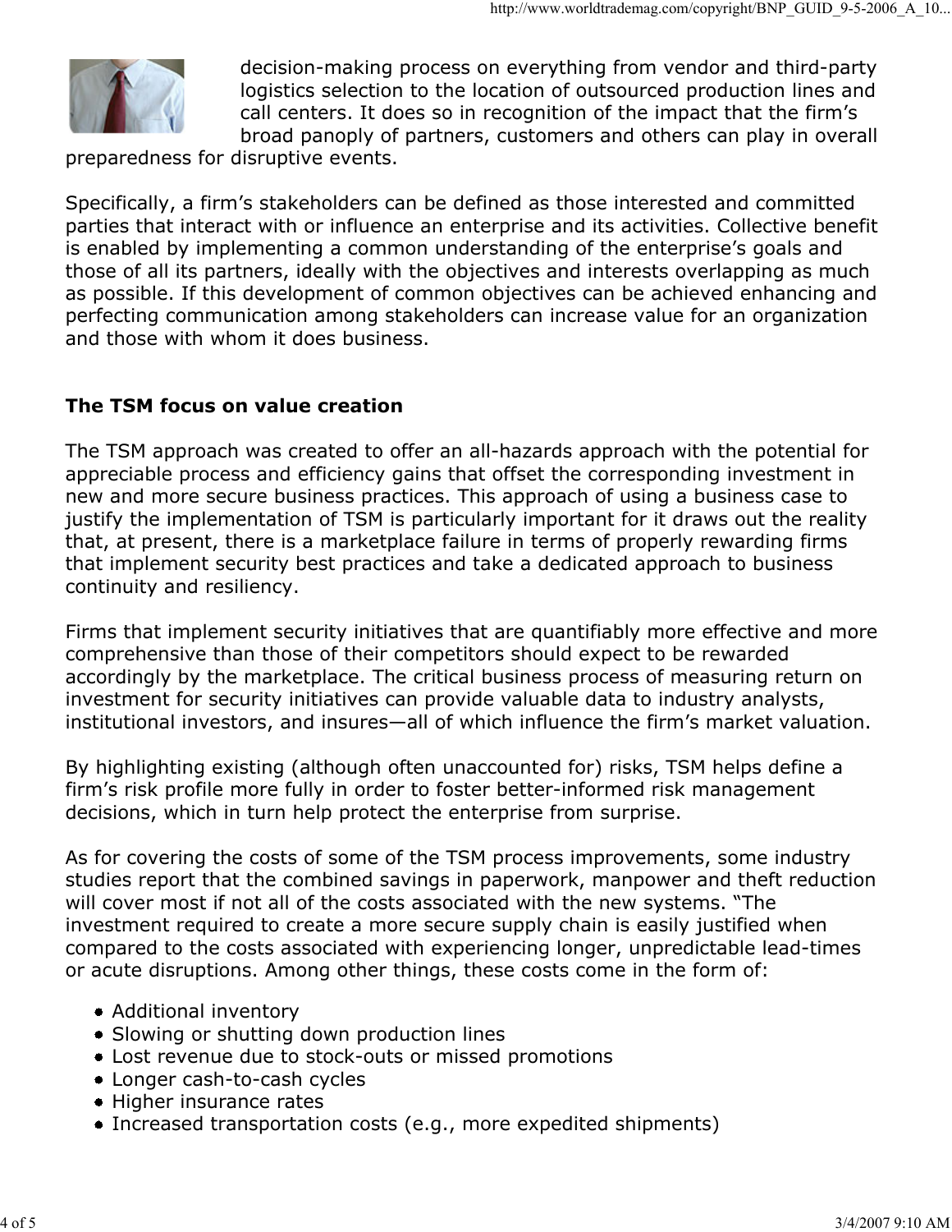decision-making process on everything from vendor and third-party logistics selection to the location of outsourced production lines and call centers. It does so in recognition of the impact that the firm's broad panoply of partners, customers and others can play in overall preparedness for disruptive events.

Specifically, a firm's stakeholders can be defined as those interested and committed parties that interact with or influence an enterprise and its activities. Collective benefit is enabled by implementing a common understanding of the enterprise's goals and those of all its partners, ideally with the objectives and interests overlapping as much as possible. If this development of common objectives can be achieved enhancing and perfecting communication among stakeholders can increase value for an organization and those with whom it does business.

**The TSM focus on value creation**

The TSM approach was created to offer an all-hazards approach with the potential for appreciable process and efficiency gains that offset the corresponding investment in new and more secure business practices. This approach of using a business case to justify the implementation of TSM is particularly important for it draws out the reality that, at present, there is a marketplace failure in terms of properly rewarding firms that implement security best practices and take a dedicated approach to business continuity and resiliency.

Firms that implement security initiatives that are quantifiably more effective and more comprehensive than those of their competitors should expect to be rewarded accordingly by the marketplace. The critical business process of measuring return on investment for security initiatives can provide valuable data to industry analysts, institutional investors, and insures—all of which influence the firm's market valuation.

By highlighting existing (although often unaccounted for) risks, TSM helps define a firm's risk profile more fully in order to foster better-informed risk management decisions, which in turn help protect the enterprise from surprise.

As for covering the costs of some of the TSM process improvements, some industry studies report that the combined savings in paperwork, manpower and theft reduction will cover most if not all of the costs associated with the new systems. "The investment required to create a more secure supply chain is easily justified when compared to the costs associated with experiencing longer, unpredictable lead-times or acute disruptions. Among other things, these costs come in the form of:

- Additional inventory
- Slowing or shutting down production lines
- Lost revenue due to stock-outs or missed promotions
- Longer cash-to-cash cycles
- Higher insurance rates
- Increased transportation costs (e.g., more expedited shipments)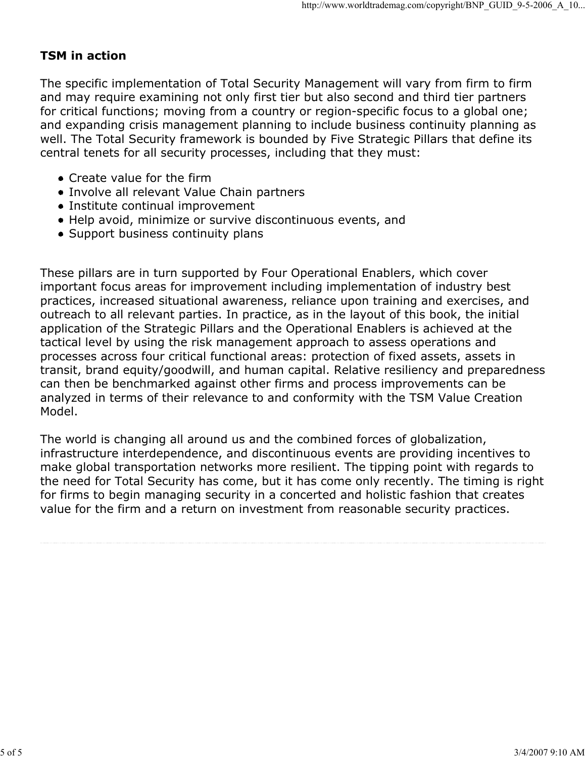## TSM in action

The specific implementation of Total Security Management will vary from firm to firm and may require examining not only first tier but also second and third tier partners for critical functions; moving from a country or region-specific focus to a global one; and expanding crisis management planning to include business continuity planning as well. The Total Security framework is bounded by Five Strategic Pillars that define its central tenets for all security processes, including that they must:

- Create value for the firm
- Involve all relevant Value Chain partners
- Institute continual improvement
- Help avoid, minimize or survive discontinuous events, and
- Support business continuity plans

These pillars are in turn supported by Four Operational Enablers, which cover important focus areas for improvement including implementation of industry best practices, increased situational awareness, reliance upon training and exercises, and outreach to all relevant parties. In practice, as in the layout of this book, the initial application of the Strategic Pillars and the Operational Enablers is achieved at the tactical level by using the risk management approach to assess operations and processes across four critical functional areas: protection of fixed assets, assets in transit, brand equity/goodwill, and human capital. Relative resiliency and preparedness can then be benchmarked against other firms and process improvements can be analyzed in terms of their relevance to and conformity with the TSM Value Creation Model.

The world is changing all around us and the combined forces of globalization, infrastructure interdependence, and discontinuous events are providing incentives to make global transportation networks more resilient. The tipping point with regards to the need for Total Security has come, but it has come only recently. The timing is right for firms to begin managing security in a concerted and holistic fashion that creates value for the firm and a return on investment from reasonable security practices.